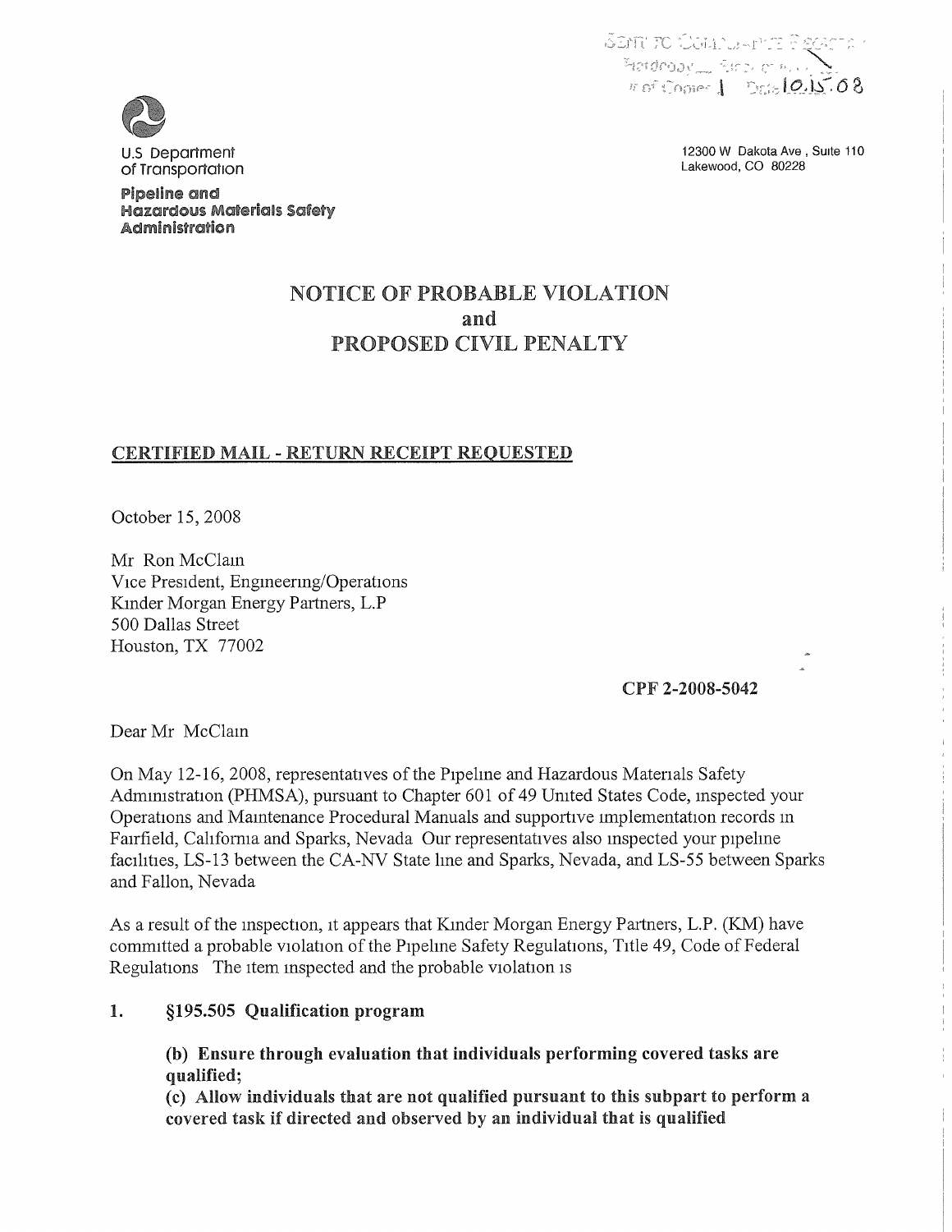Sent to Compliance Registry
Hardcopy ___ Electronic ___
# of Copies 1 Date 10.15.08

U.S Department of Transportation

**Pipeline and Hazardous Materials Safety Administration**

12300 W Dakota Ave , Suite 110
Lakewood, CO 80228

# NOTICE OF PROBABLE VIOLATION and PROPOSED CIVIL PENALTY

**CERTIFIED MAIL - RETURN RECEIPT REQUESTED**

October 15, 2008

Mr Ron McClain
Vice President, Engineering/Operations
Kinder Morgan Energy Partners, L.P
500 Dallas Street
Houston, TX 77002

**CPF 2-2008-5042**

Dear Mr McClain

On May 12-16, 2008, representatives of the Pipeline and Hazardous Materials Safety Administration (PHMSA), pursuant to Chapter 601 of 49 United States Code, inspected your Operations and Maintenance Procedural Manuals and supportive implementation records in Fairfield, California and Sparks, Nevada Our representatives also inspected your pipeline facilities, LS-13 between the CA-NV State line and Sparks, Nevada, and LS-55 between Sparks and Fallon, Nevada

As a result of the inspection, it appears that Kinder Morgan Energy Partners, L.P. (KM) have committed a probable violation of the Pipeline Safety Regulations, Title 49, Code of Federal Regulations The item inspected and the probable violation is

**1. §195.505 Qualification program**

**(b) Ensure through evaluation that individuals performing covered tasks are qualified;**
**(c) Allow individuals that are not qualified pursuant to this subpart to perform a covered task if directed and observed by an individual that is qualified**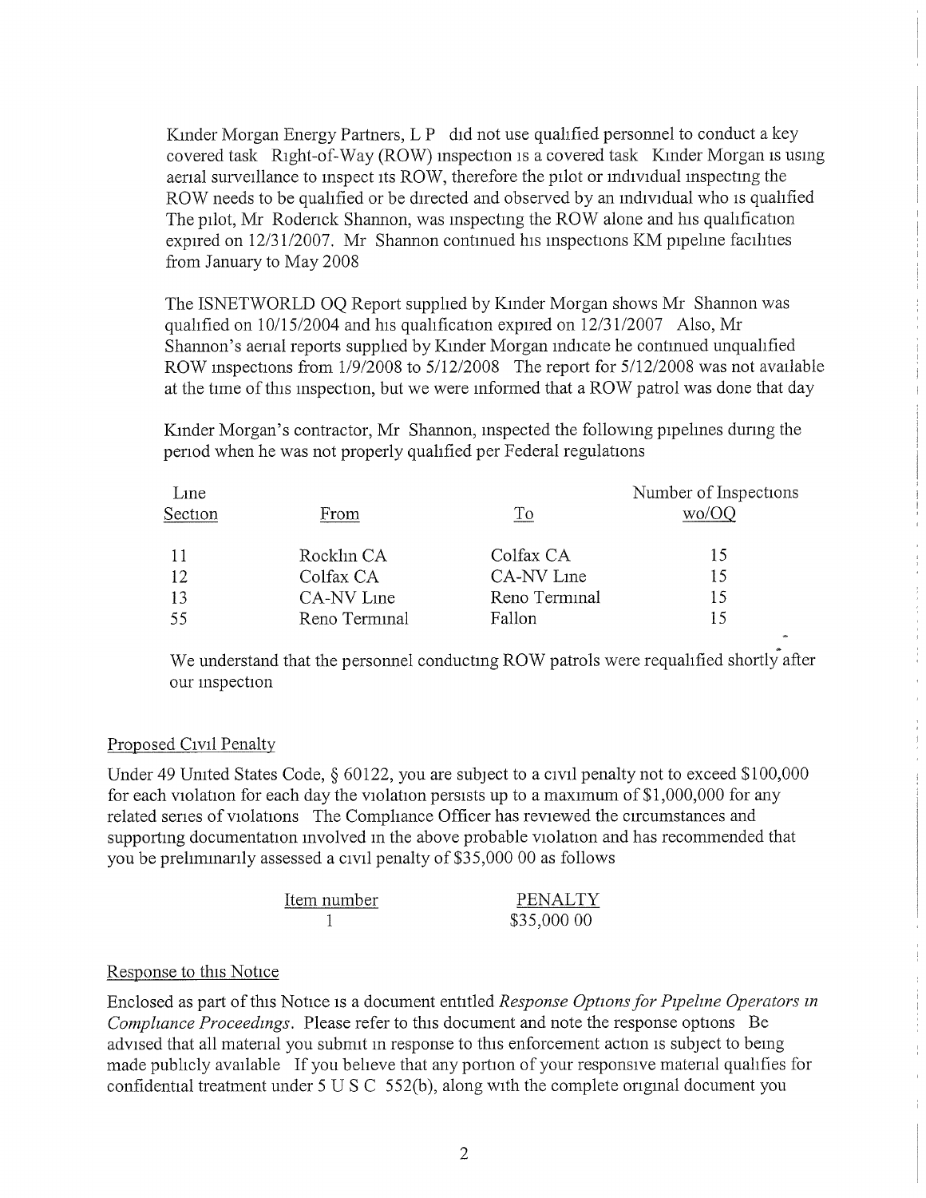Kinder Morgan Energy Partners, L P did not use qualified personnel to conduct a key covered task Right-of-Way (ROW) inspection is a covered task Kinder Morgan is using aerial surveillance to inspect its ROW, therefore the pilot or individual inspecting the ROW needs to be qualified or be directed and observed by an individual who is qualified The pilot, Mr Roderick Shannon, was inspecting the ROW alone and his qualification expired on 12/31/2007. Mr Shannon continued his inspections KM pipeline facilities from January to May 2008

The ISNETWORLD OQ Report supplied by Kinder Morgan shows Mr Shannon was qualified on 10/15/2004 and his qualification expired on 12/31/2007 Also, Mr Shannon's aerial reports supplied by Kinder Morgan indicate he continued unqualified ROW inspections from 1/9/2008 to 5/12/2008 The report for 5/12/2008 was not available at the time of this inspection, but we were informed that a ROW patrol was done that day

Kinder Morgan's contractor, Mr Shannon, inspected the following pipelines during the period when he was not properly qualified per Federal regulations

| Line Section | From | To | Number of Inspections wo/OQ |
|---|---|---|---|
| 11 | Rocklin CA | Colfax CA | 15 |
| 12 | Colfax CA | CA-NV Line | 15 |
| 13 | CA-NV Line | Reno Terminal | 15 |
| 55 | Reno Terminal | Fallon | 15 |

We understand that the personnel conducting ROW patrols were requalified shortly after our inspection

## Proposed Civil Penalty

Under 49 United States Code, § 60122, you are subject to a civil penalty not to exceed $100,000 for each violation for each day the violation persists up to a maximum of $1,000,000 for any related series of violations The Compliance Officer has reviewed the circumstances and supporting documentation involved in the above probable violation and has recommended that you be preliminarily assessed a civil penalty of $35,000 00 as follows

| Item number | PENALTY |
|---|---|
| 1 | $35,000 00 |

## Response to this Notice

Enclosed as part of this Notice is a document entitled *Response Options for Pipeline Operators in Compliance Proceedings*. Please refer to this document and note the response options Be advised that all material you submit in response to this enforcement action is subject to being made publicly available If you believe that any portion of your responsive material qualifies for confidential treatment under 5 U S C 552(b), along with the complete original document you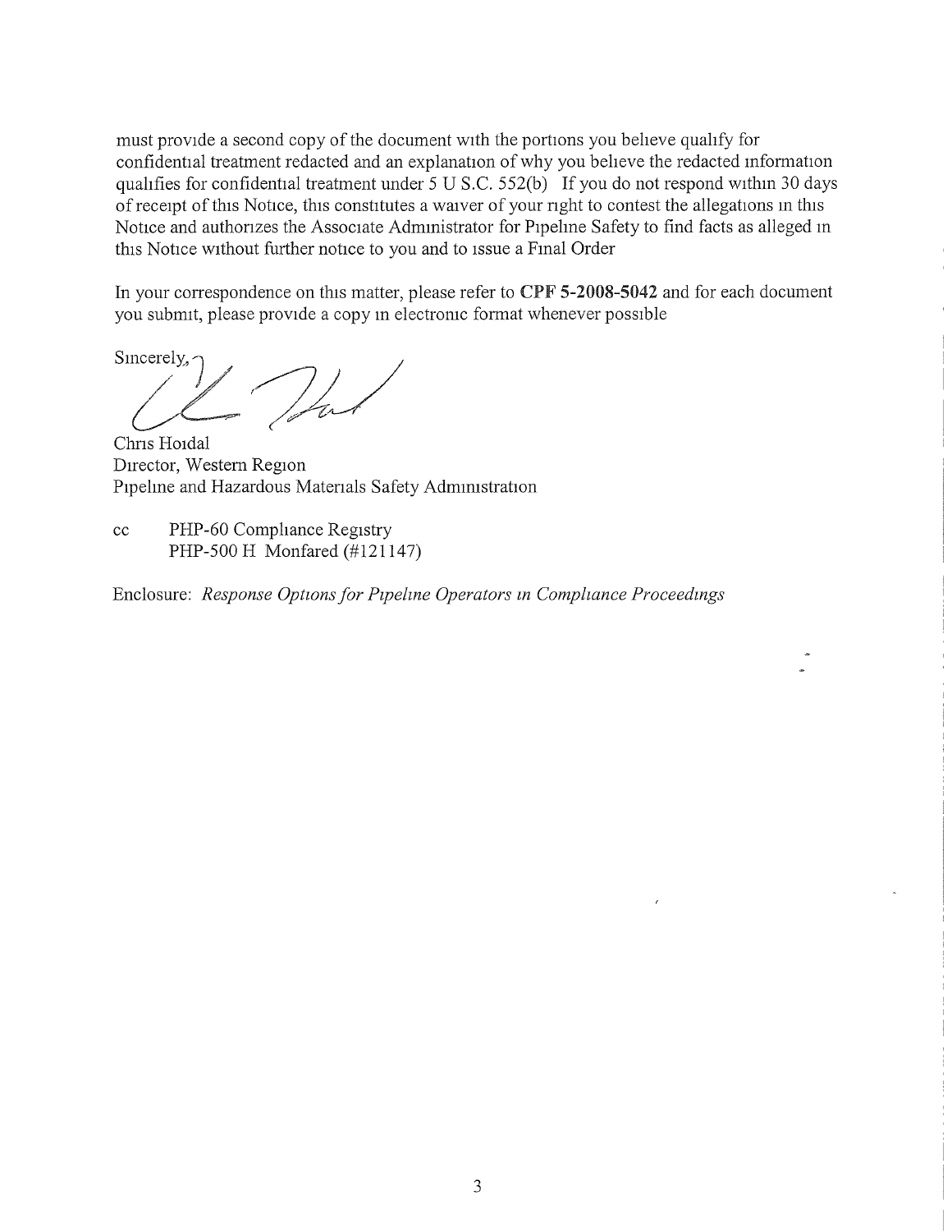must provide a second copy of the document with the portions you believe qualify for confidential treatment redacted and an explanation of why you believe the redacted information qualifies for confidential treatment under 5 U S.C. 552(b) If you do not respond within 30 days of receipt of this Notice, this constitutes a waiver of your right to contest the allegations in this Notice and authorizes the Associate Administrator for Pipeline Safety to find facts as alleged in this Notice without further notice to you and to issue a Final Order

In your correspondence on this matter, please refer to **CPF 5-2008-5042** and for each document you submit, please provide a copy in electronic format whenever possible

Sincerely,

Chris Hoidal
Director, Western Region
Pipeline and Hazardous Materials Safety Administration

cc PHP-60 Compliance Registry
PHP-500 H Monfared (#121147)

Enclosure: *Response Options for Pipeline Operators in Compliance Proceedings*